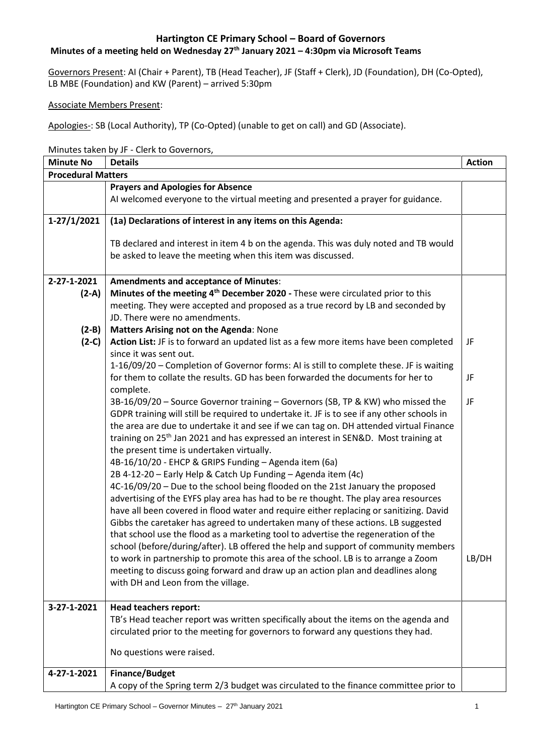# Hartington CE Primary School – Board of Governors

## Minutes of a meeting held on Wednesday 27th January 2021 – 4:30pm via Microsoft Teams

Governors Present: AI (Chair + Parent), TB (Head Teacher), JF (Staff + Clerk), JD (Foundation), DH (Co-Opted), LB MBE (Foundation) and KW (Parent) – arrived 5:30pm

Associate Members Present:

Apologies-: SB (Local Authority), TP (Co-Opted) (unable to get on call) and GD (Associate).

Minutes taken by JF - Clerk to Governors,

| Minute No | Details | Action |
|---|---|---|
| **Procedural Matters** | | |
| | **Prayers and Apologies for Absence**<br>AI welcomed everyone to the virtual meeting and presented a prayer for guidance. | |
| 1-27/1/2021 | **(1a) Declarations of interest in any items on this Agenda:**<br><br>TB declared and interest in item 4 b on the agenda. This was duly noted and TB would be asked to leave the meeting when this item was discussed. | |
| 2-27-1-2021<br>(2-A)<br><br><br>(2-B)<br>(2-C) | **Amendments and acceptance of Minutes**:<br>**Minutes of the meeting 4th December 2020 -** These were circulated prior to this meeting. They were accepted and proposed as a true record by LB and seconded by JD. There were no amendments.<br>**Matters Arising not on the Agenda**: None<br>**Action List:** JF is to forward an updated list as a few more items have been completed since it was sent out.<br>1-16/09/20 – Completion of Governor forms: AI is still to complete these. JF is waiting for them to collate the results. GD has been forwarded the documents for her to complete.<br>3B-16/09/20 – Source Governor training – Governors (SB, TP & KW) who missed the GDPR training will still be required to undertake it. JF is to see if any other schools in the area are due to undertake it and see if we can tag on. DH attended virtual Finance training on 25th Jan 2021 and has expressed an interest in SEN&D. Most training at the present time is undertaken virtually.<br>4B-16/10/20 - EHCP & GRIPS Funding – Agenda item (6a)<br>2B 4-12-20 – Early Help & Catch Up Funding – Agenda item (4c)<br>4C-16/09/20 – Due to the school being flooded on the 21st January the proposed advertising of the EYFS play area has had to be re thought. The play area resources have all been covered in flood water and require either replacing or sanitizing. David Gibbs the caretaker has agreed to undertaken many of these actions. LB suggested that school use the flood as a marketing tool to advertise the regeneration of the school (before/during/after). LB offered the help and support of community members to work in partnership to promote this area of the school. LB is to arrange a Zoom meeting to discuss going forward and draw up an action plan and deadlines along with DH and Leon from the village. | JF<br><br>JF<br><br>JF<br><br><br><br><br><br><br><br><br>LB/DH |
| 3-27-1-2021 | **Head teachers report:**<br>TB's Head teacher report was written specifically about the items on the agenda and circulated prior to the meeting for governors to forward any questions they had.<br><br>No questions were raised. | |
| 4-27-1-2021 | **Finance/Budget**<br>A copy of the Spring term 2/3 budget was circulated to the finance committee prior to | |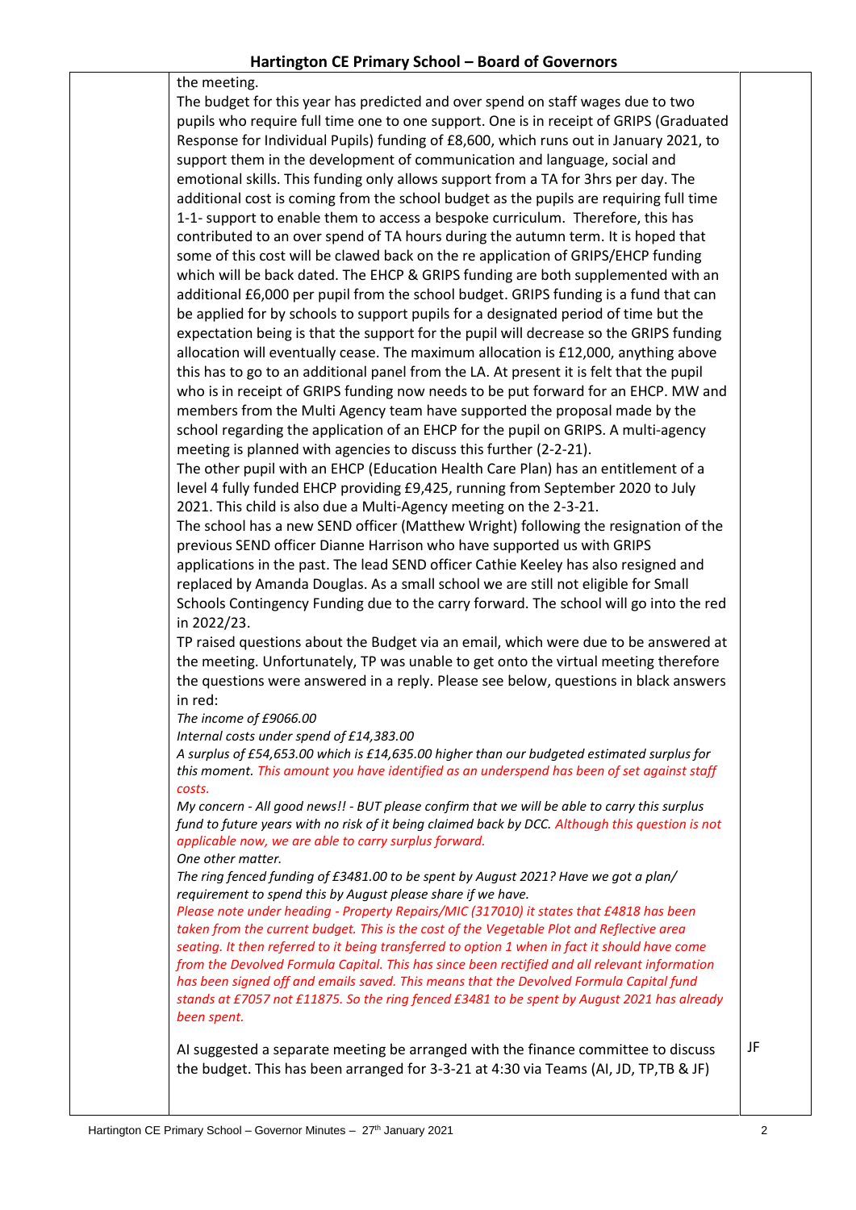| | | |
|---|---|---|
| | the meeting.<br>The budget for this year has predicted and over spend on staff wages due to two pupils who require full time one to one support. One is in receipt of GRIPS (Graduated Response for Individual Pupils) funding of £8,600, which runs out in January 2021, to support them in the development of communication and language, social and emotional skills. This funding only allows support from a TA for 3hrs per day. The additional cost is coming from the school budget as the pupils are requiring full time 1-1- support to enable them to access a bespoke curriculum. Therefore, this has contributed to an over spend of TA hours during the autumn term. It is hoped that some of this cost will be clawed back on the re application of GRIPS/EHCP funding which will be back dated. The EHCP & GRIPS funding are both supplemented with an additional £6,000 per pupil from the school budget. GRIPS funding is a fund that can be applied for by schools to support pupils for a designated period of time but the expectation being is that the support for the pupil will decrease so the GRIPS funding allocation will eventually cease. The maximum allocation is £12,000, anything above this has to go to an additional panel from the LA. At present it is felt that the pupil who is in receipt of GRIPS funding now needs to be put forward for an EHCP. MW and members from the Multi Agency team have supported the proposal made by the school regarding the application of an EHCP for the pupil on GRIPS. A multi-agency meeting is planned with agencies to discuss this further (2-2-21).<br>The other pupil with an EHCP (Education Health Care Plan) has an entitlement of a level 4 fully funded EHCP providing £9,425, running from September 2020 to July 2021. This child is also due a Multi-Agency meeting on the 2-3-21.<br>The school has a new SEND officer (Matthew Wright) following the resignation of the previous SEND officer Dianne Harrison who have supported us with GRIPS applications in the past. The lead SEND officer Cathie Keeley has also resigned and replaced by Amanda Douglas. As a small school we are still not eligible for Small Schools Contingency Funding due to the carry forward. The school will go into the red in 2022/23.<br>TP raised questions about the Budget via an email, which were due to be answered at the meeting. Unfortunately, TP was unable to get onto the virtual meeting therefore the questions were answered in a reply. Please see below, questions in black answers in red:<br>*The income of £9066.00*<br>*Internal costs under spend of £14,383.00*<br>*A surplus of £54,653.00 which is £14,635.00 higher than our budgeted estimated surplus for this moment. This amount you have identified as an underspend has been of set against staff costs.*<br>*My concern - All good news!! - BUT please confirm that we will be able to carry this surplus fund to future years with no risk of it being claimed back by DCC. Although this question is not applicable now, we are able to carry surplus forward.*<br>*One other matter.*<br>*The ring fenced funding of £3481.00 to be spent by August 2021? Have we got a plan/ requirement to spend this by August please share if we have.*<br>*Please note under heading - Property Repairs/MIC (317010) it states that £4818 has been taken from the current budget. This is the cost of the Vegetable Plot and Reflective area seating. It then referred to it being transferred to option 1 when in fact it should have come from the Devolved Formula Capital. This has since been rectified and all relevant information has been signed off and emails saved. This means that the Devolved Formula Capital fund stands at £7057 not £11875. So the ring fenced £3481 to be spent by August 2021 has already been spent.*<br><br>AI suggested a separate meeting be arranged with the finance committee to discuss the budget. This has been arranged for 3-3-21 at 4:30 via Teams (AI, JD, TP,TB & JF) | JF |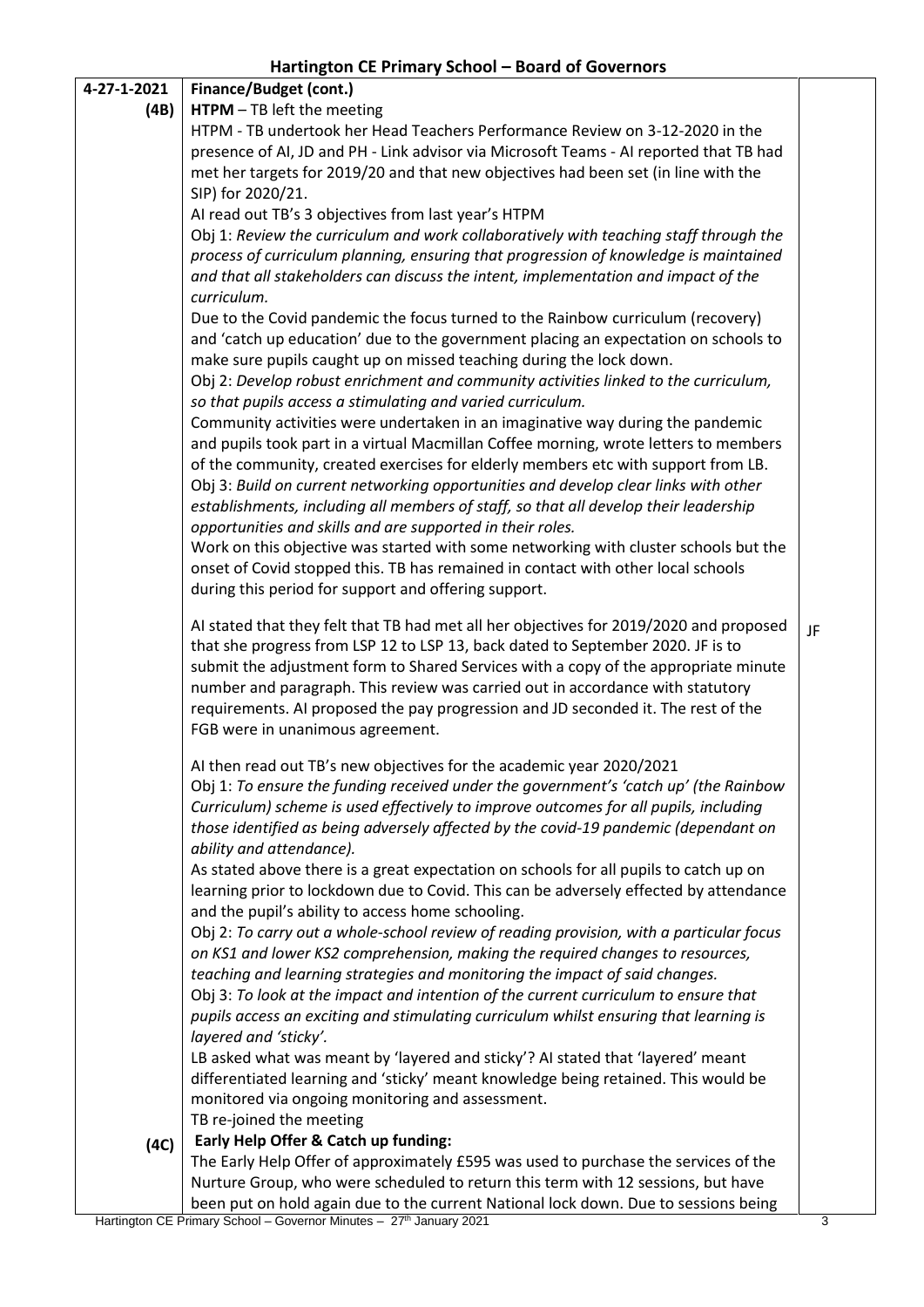## Hartington CE Primary School – Board of Governors

| | | |
|---|---|---|
| **4-27-1-2021** | **Finance/Budget (cont.)** | |
| **(4B)** | **HTPM** – TB left the meeting<br>HTPM - TB undertook her Head Teachers Performance Review on 3-12-2020 in the presence of AI, JD and PH - Link advisor via Microsoft Teams - AI reported that TB had met her targets for 2019/20 and that new objectives had been set (in line with the SIP) for 2020/21.<br>AI read out TB's 3 objectives from last year's HTPM<br>Obj 1: *Review the curriculum and work collaboratively with teaching staff through the process of curriculum planning, ensuring that progression of knowledge is maintained and that all stakeholders can discuss the intent, implementation and impact of the curriculum.*<br>Due to the Covid pandemic the focus turned to the Rainbow curriculum (recovery) and 'catch up education' due to the government placing an expectation on schools to make sure pupils caught up on missed teaching during the lock down.<br>Obj 2: *Develop robust enrichment and community activities linked to the curriculum, so that pupils access a stimulating and varied curriculum.*<br>Community activities were undertaken in an imaginative way during the pandemic and pupils took part in a virtual Macmillan Coffee morning, wrote letters to members of the community, created exercises for elderly members etc with support from LB.<br>Obj 3: *Build on current networking opportunities and develop clear links with other establishments, including all members of staff, so that all develop their leadership opportunities and skills and are supported in their roles.*<br>Work on this objective was started with some networking with cluster schools but the onset of Covid stopped this. TB has remained in contact with other local schools during this period for support and offering support. | |
| | AI stated that they felt that TB had met all her objectives for 2019/2020 and proposed that she progress from LSP 12 to LSP 13, back dated to September 2020. JF is to submit the adjustment form to Shared Services with a copy of the appropriate minute number and paragraph. This review was carried out in accordance with statutory requirements. AI proposed the pay progression and JD seconded it. The rest of the FGB were in unanimous agreement. | JF |
| | AI then read out TB's new objectives for the academic year 2020/2021<br>Obj 1: *To ensure the funding received under the government's 'catch up' (the Rainbow Curriculum) scheme is used effectively to improve outcomes for all pupils, including those identified as being adversely affected by the covid-19 pandemic (dependant on ability and attendance).*<br>As stated above there is a great expectation on schools for all pupils to catch up on learning prior to lockdown due to Covid. This can be adversely effected by attendance and the pupil's ability to access home schooling.<br>Obj 2: *To carry out a whole-school review of reading provision, with a particular focus on KS1 and lower KS2 comprehension, making the required changes to resources, teaching and learning strategies and monitoring the impact of said changes.*<br>Obj 3: *To look at the impact and intention of the current curriculum to ensure that pupils access an exciting and stimulating curriculum whilst ensuring that learning is layered and 'sticky'.*<br>LB asked what was meant by 'layered and sticky'? AI stated that 'layered' meant differentiated learning and 'sticky' meant knowledge being retained. This would be monitored via ongoing monitoring and assessment.<br>TB re-joined the meeting | |
| **(4C)** | **Early Help Offer & Catch up funding:**<br>The Early Help Offer of approximately £595 was used to purchase the services of the Nurture Group, who were scheduled to return this term with 12 sessions, but have been put on hold again due to the current National lock down. Due to sessions being | |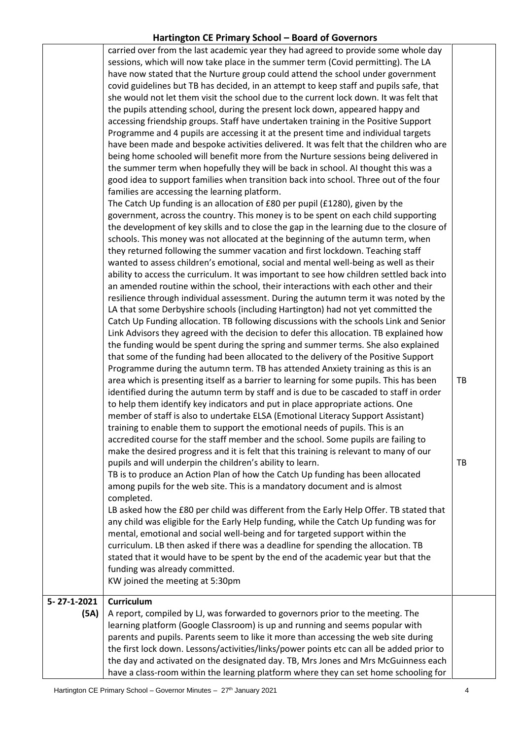| | | |
|---|---|---|
| | carried over from the last academic year they had agreed to provide some whole day sessions, which will now take place in the summer term (Covid permitting). The LA have now stated that the Nurture group could attend the school under government covid guidelines but TB has decided, in an attempt to keep staff and pupils safe, that she would not let them visit the school due to the current lock down. It was felt that the pupils attending school, during the present lock down, appeared happy and accessing friendship groups. Staff have undertaken training in the Positive Support Programme and 4 pupils are accessing it at the present time and individual targets have been made and bespoke activities delivered. It was felt that the children who are being home schooled will benefit more from the Nurture sessions being delivered in the summer term when hopefully they will be back in school. AI thought this was a good idea to support families when transition back into school. Three out of the four families are accessing the learning platform.<br>The Catch Up funding is an allocation of £80 per pupil (£1280), given by the government, across the country. This money is to be spent on each child supporting the development of key skills and to close the gap in the learning due to the closure of schools. This money was not allocated at the beginning of the autumn term, when they returned following the summer vacation and first lockdown. Teaching staff wanted to assess children's emotional, social and mental well-being as well as their ability to access the curriculum. It was important to see how children settled back into an amended routine within the school, their interactions with each other and their resilience through individual assessment. During the autumn term it was noted by the LA that some Derbyshire schools (including Hartington) had not yet committed the Catch Up Funding allocation. TB following discussions with the schools Link and Senior Link Advisors they agreed with the decision to defer this allocation. TB explained how the funding would be spent during the spring and summer terms. She also explained that some of the funding had been allocated to the delivery of the Positive Support Programme during the autumn term. TB has attended Anxiety training as this is an area which is presenting itself as a barrier to learning for some pupils. This has been identified during the autumn term by staff and is due to be cascaded to staff in order to help them identify key indicators and put in place appropriate actions. One member of staff is also to undertake ELSA (Emotional Literacy Support Assistant) training to enable them to support the emotional needs of pupils. This is an accredited course for the staff member and the school. Some pupils are failing to make the desired progress and it is felt that this training is relevant to many of our pupils and will underpin the children's ability to learn.<br>TB is to produce an Action Plan of how the Catch Up funding has been allocated among pupils for the web site. This is a mandatory document and is almost completed.<br>LB asked how the £80 per child was different from the Early Help Offer. TB stated that any child was eligible for the Early Help funding, while the Catch Up funding was for mental, emotional and social well-being and for targeted support within the curriculum. LB then asked if there was a deadline for spending the allocation. TB stated that it would have to be spent by the end of the academic year but that the funding was already committed.<br>KW joined the meeting at 5:30pm | TB<br><br>TB |
| 5- 27-1-2021 (5A) | **Curriculum**<br>A report, compiled by LJ, was forwarded to governors prior to the meeting. The learning platform (Google Classroom) is up and running and seems popular with parents and pupils. Parents seem to like it more than accessing the web site during the first lock down. Lessons/activities/links/power points etc can all be added prior to the day and activated on the designated day. TB, Mrs Jones and Mrs McGuinness each have a class-room within the learning platform where they can set home schooling for | |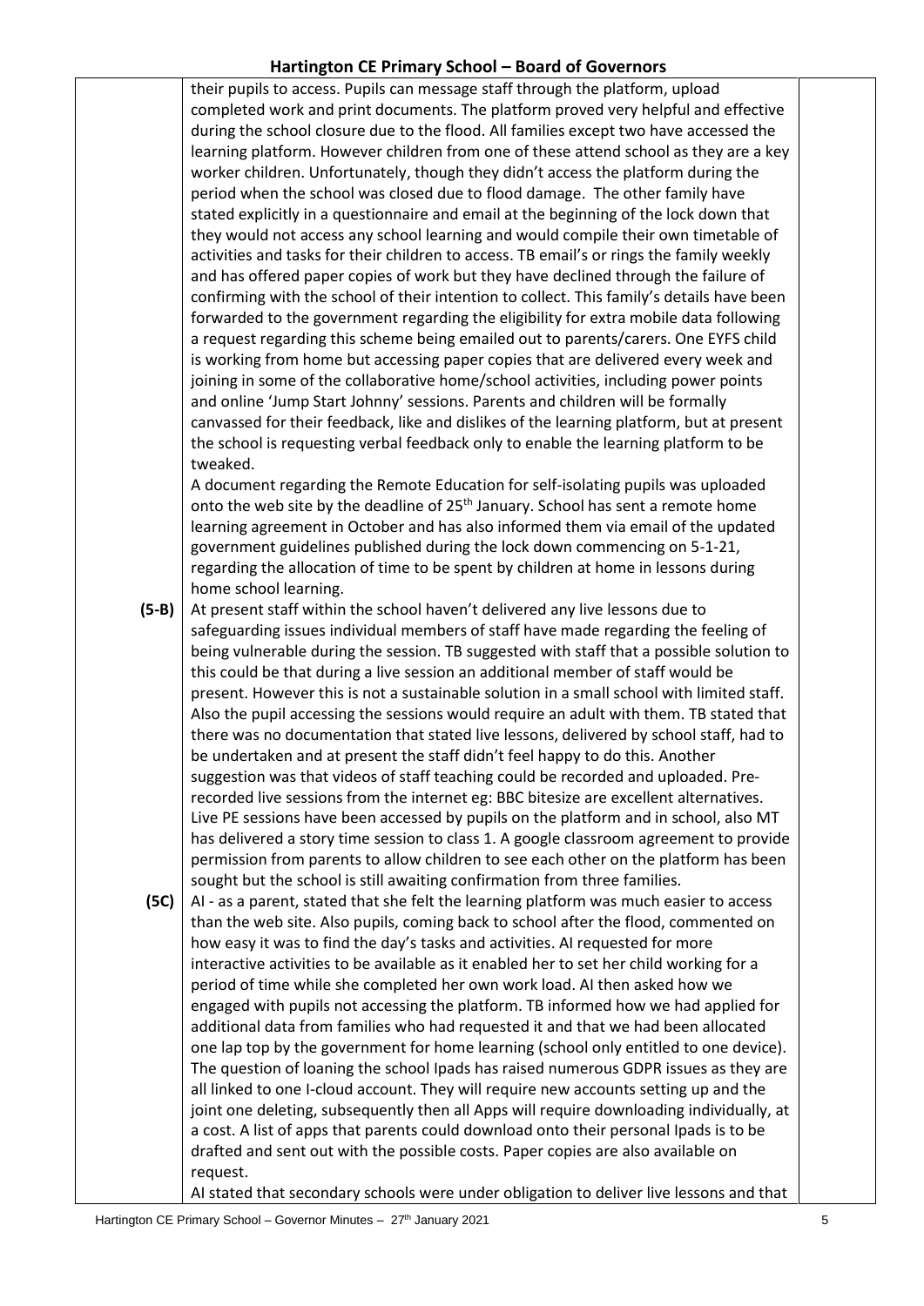their pupils to access. Pupils can message staff through the platform, upload completed work and print documents. The platform proved very helpful and effective during the school closure due to the flood. All families except two have accessed the learning platform. However children from one of these attend school as they are a key worker children. Unfortunately, though they didn't access the platform during the period when the school was closed due to flood damage. The other family have stated explicitly in a questionnaire and email at the beginning of the lock down that they would not access any school learning and would compile their own timetable of activities and tasks for their children to access. TB email's or rings the family weekly and has offered paper copies of work but they have declined through the failure of confirming with the school of their intention to collect. This family's details have been forwarded to the government regarding the eligibility for extra mobile data following a request regarding this scheme being emailed out to parents/carers. One EYFS child is working from home but accessing paper copies that are delivered every week and joining in some of the collaborative home/school activities, including power points and online 'Jump Start Johnny' sessions. Parents and children will be formally canvassed for their feedback, like and dislikes of the learning platform, but at present the school is requesting verbal feedback only to enable the learning platform to be tweaked.

A document regarding the Remote Education for self-isolating pupils was uploaded onto the web site by the deadline of 25th January. School has sent a remote home learning agreement in October and has also informed them via email of the updated government guidelines published during the lock down commencing on 5-1-21, regarding the allocation of time to be spent by children at home in lessons during home school learning.

**(5-B)** At present staff within the school haven't delivered any live lessons due to safeguarding issues individual members of staff have made regarding the feeling of being vulnerable during the session. TB suggested with staff that a possible solution to this could be that during a live session an additional member of staff would be present. However this is not a sustainable solution in a small school with limited staff. Also the pupil accessing the sessions would require an adult with them. TB stated that there was no documentation that stated live lessons, delivered by school staff, had to be undertaken and at present the staff didn't feel happy to do this. Another suggestion was that videos of staff teaching could be recorded and uploaded. Pre-recorded live sessions from the internet eg: BBC bitesize are excellent alternatives. Live PE sessions have been accessed by pupils on the platform and in school, also MT has delivered a story time session to class 1. A google classroom agreement to provide permission from parents to allow children to see each other on the platform has been sought but the school is still awaiting confirmation from three families.

**(5C)** AI - as a parent, stated that she felt the learning platform was much easier to access than the web site. Also pupils, coming back to school after the flood, commented on how easy it was to find the day's tasks and activities. AI requested for more interactive activities to be available as it enabled her to set her child working for a period of time while she completed her own work load. AI then asked how we engaged with pupils not accessing the platform. TB informed how we had applied for additional data from families who had requested it and that we had been allocated one lap top by the government for home learning (school only entitled to one device). The question of loaning the school Ipads has raised numerous GDPR issues as they are all linked to one I-cloud account. They will require new accounts setting up and the joint one deleting, subsequently then all Apps will require downloading individually, at a cost. A list of apps that parents could download onto their personal Ipads is to be drafted and sent out with the possible costs. Paper copies are also available on request.

AI stated that secondary schools were under obligation to deliver live lessons and that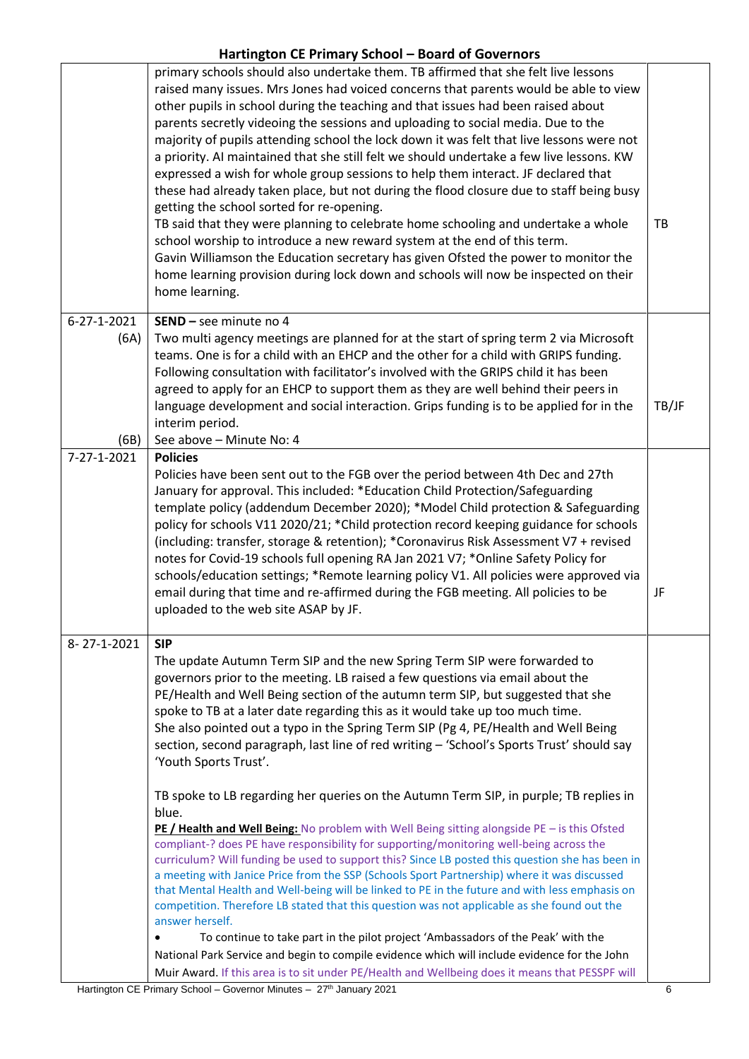| | | |
|---|---|---|
| | primary schools should also undertake them. TB affirmed that she felt live lessons raised many issues. Mrs Jones had voiced concerns that parents would be able to view other pupils in school during the teaching and that issues had been raised about parents secretly videoing the sessions and uploading to social media. Due to the majority of pupils attending school the lock down it was felt that live lessons were not a priority. AI maintained that she still felt we should undertake a few live lessons. KW expressed a wish for whole group sessions to help them interact. JF declared that these had already taken place, but not during the flood closure due to staff being busy getting the school sorted for re-opening.<br>TB said that they were planning to celebrate home schooling and undertake a whole school worship to introduce a new reward system at the end of this term.<br>Gavin Williamson the Education secretary has given Ofsted the power to monitor the home learning provision during lock down and schools will now be inspected on their home learning. | TB |
| 6-27-1-2021<br>(6A)<br><br><br><br><br><br>(6B) | **SEND –** see minute no 4<br>Two multi agency meetings are planned for at the start of spring term 2 via Microsoft teams. One is for a child with an EHCP and the other for a child with GRIPS funding. Following consultation with facilitator's involved with the GRIPS child it has been agreed to apply for an EHCP to support them as they are well behind their peers in language development and social interaction. Grips funding is to be applied for in the interim period.<br>See above – Minute No: 4 | TB/JF |
| 7-27-1-2021 | **Policies**<br>Policies have been sent out to the FGB over the period between 4th Dec and 27th January for approval. This included: *Education Child Protection/Safeguarding template policy (addendum December 2020); *Model Child protection & Safeguarding policy for schools V11 2020/21; *Child protection record keeping guidance for schools (including: transfer, storage & retention); *Coronavirus Risk Assessment V7 + revised notes for Covid-19 schools full opening RA Jan 2021 V7; *Online Safety Policy for schools/education settings; *Remote learning policy V1. All policies were approved via email during that time and re-affirmed during the FGB meeting. All policies to be uploaded to the web site ASAP by JF. | JF |
| 8- 27-1-2021 | **SIP**<br>The update Autumn Term SIP and the new Spring Term SIP were forwarded to governors prior to the meeting. LB raised a few questions via email about the PE/Health and Well Being section of the autumn term SIP, but suggested that she spoke to TB at a later date regarding this as it would take up too much time.<br>She also pointed out a typo in the Spring Term SIP (Pg 4, PE/Health and Well Being section, second paragraph, last line of red writing – 'School's Sports Trust' should say 'Youth Sports Trust'.<br><br>TB spoke to LB regarding her queries on the Autumn Term SIP, in purple; TB replies in blue.<br>**PE / Health and Well Being:** No problem with Well Being sitting alongside PE – is this Ofsted compliant-? does PE have responsibility for supporting/monitoring well-being across the curriculum? Will funding be used to support this? Since LB posted this question she has been in a meeting with Janice Price from the SSP (Schools Sport Partnership) where it was discussed that Mental Health and Well-being will be linked to PE in the future and with less emphasis on competition. Therefore LB stated that this question was not applicable as she found out the answer herself.<br>• To continue to take part in the pilot project 'Ambassadors of the Peak' with the National Park Service and begin to compile evidence which will include evidence for the John Muir Award. If this area is to sit under PE/Health and Wellbeing does it means that PESSPF will | |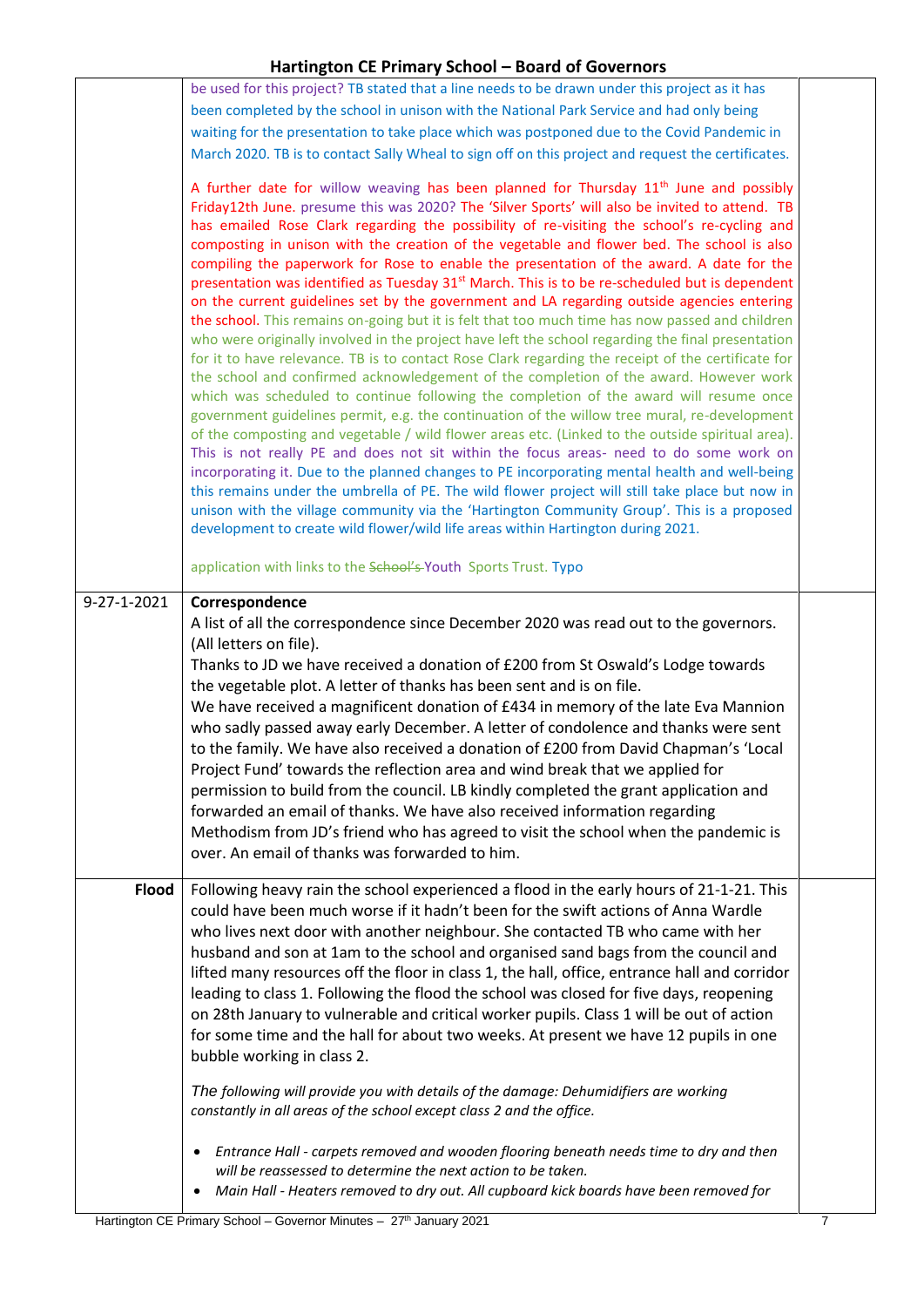| | | |
|---|---|---|
| | be used for this project? TB stated that a line needs to be drawn under this project as it has been completed by the school in unison with the National Park Service and had only being waiting for the presentation to take place which was postponed due to the Covid Pandemic in March 2020. TB is to contact Sally Wheal to sign off on this project and request the certificates.<br><br>A further date for willow weaving has been planned for Thursday 11th June and possibly Friday12th June. presume this was 2020? The 'Silver Sports' will also be invited to attend. TB has emailed Rose Clark regarding the possibility of re-visiting the school's re-cycling and composting in unison with the creation of the vegetable and flower bed. The school is also compiling the paperwork for Rose to enable the presentation of the award. A date for the presentation was identified as Tuesday 31st March. This is to be re-scheduled but is dependent on the current guidelines set by the government and LA regarding outside agencies entering the school. This remains on-going but it is felt that too much time has now passed and children who were originally involved in the project have left the school regarding the final presentation for it to have relevance. TB is to contact Rose Clark regarding the receipt of the certificate for the school and confirmed acknowledgement of the completion of the award. However work which was scheduled to continue following the completion of the award will resume once government guidelines permit, e.g. the continuation of the willow tree mural, re-development of the composting and vegetable / wild flower areas etc. (Linked to the outside spiritual area). This is not really PE and does not sit within the focus areas- need to do some work on incorporating it. Due to the planned changes to PE incorporating mental health and well-being this remains under the umbrella of PE. The wild flower project will still take place but now in unison with the village community via the 'Hartington Community Group'. This is a proposed development to create wild flower/wild life areas within Hartington during 2021.<br><br>application with links to the ~~School's~~ Youth Sports Trust. Typo | |
| 9-27-1-2021 | **Correspondence**<br>A list of all the correspondence since December 2020 was read out to the governors. (All letters on file).<br>Thanks to JD we have received a donation of £200 from St Oswald's Lodge towards the vegetable plot. A letter of thanks has been sent and is on file.<br>We have received a magnificent donation of £434 in memory of the late Eva Mannion who sadly passed away early December. A letter of condolence and thanks were sent to the family. We have also received a donation of £200 from David Chapman's 'Local Project Fund' towards the reflection area and wind break that we applied for permission to build from the council. LB kindly completed the grant application and forwarded an email of thanks. We have also received information regarding Methodism from JD's friend who has agreed to visit the school when the pandemic is over. An email of thanks was forwarded to him. | |
| **Flood** | Following heavy rain the school experienced a flood in the early hours of 21-1-21. This could have been much worse if it hadn't been for the swift actions of Anna Wardle who lives next door with another neighbour. She contacted TB who came with her husband and son at 1am to the school and organised sand bags from the council and lifted many resources off the floor in class 1, the hall, office, entrance hall and corridor leading to class 1. Following the flood the school was closed for five days, reopening on 28th January to vulnerable and critical worker pupils. Class 1 will be out of action for some time and the hall for about two weeks. At present we have 12 pupils in one bubble working in class 2.<br><br>*The following will provide you with details of the damage: Dehumidifiers are working constantly in all areas of the school except class 2 and the office.*<br><br>• *Entrance Hall - carpets removed and wooden flooring beneath needs time to dry and then will be reassessed to determine the next action to be taken.*<br>• *Main Hall - Heaters removed to dry out. All cupboard kick boards have been removed for* | |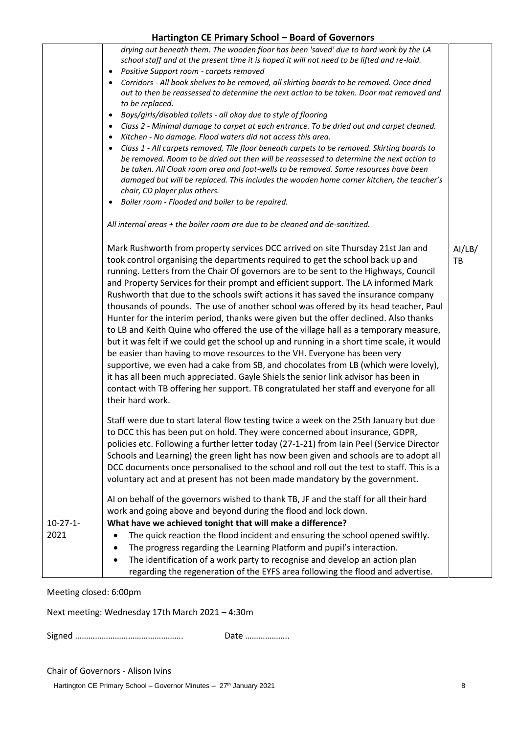| | | |
|---|---|---|
| | *drying out beneath them. The wooden floor has been 'saved' due to hard work by the LA school staff and at the present time it is hoped it will not need to be lifted and re-laid.*<br>• *Positive Support room - carpets removed*<br>• *Corridors - All book shelves to be removed, all skirting boards to be removed. Once dried out to then be reassessed to determine the next action to be taken. Door mat removed and to be replaced.*<br>• *Boys/girls/disabled toilets - all okay due to style of flooring*<br>• *Class 2 - Minimal damage to carpet at each entrance. To be dried out and carpet cleaned.*<br>• *Kitchen - No damage. Flood waters did not access this area.*<br>• *Class 1 - All carpets removed, Tile floor beneath carpets to be removed. Skirting boards to be removed. Room to be dried out then will be reassessed to determine the next action to be taken. All Cloak room area and foot-wells to be removed. Some resources have been damaged but will be replaced. This includes the wooden home corner kitchen, the teacher's chair, CD player plus others.*<br>• *Boiler room - Flooded and boiler to be repaired.*<br><br>*All internal areas + the boiler room are due to be cleaned and de-sanitized.*<br><br>Mark Rushworth from property services DCC arrived on site Thursday 21st Jan and took control organising the departments required to get the school back up and running. Letters from the Chair Of governors are to be sent to the Highways, Council and Property Services for their prompt and efficient support. The LA informed Mark Rushworth that due to the schools swift actions it has saved the insurance company thousands of pounds. The use of another school was offered by its head teacher, Paul Hunter for the interim period, thanks were given but the offer declined. Also thanks to LB and Keith Quine who offered the use of the village hall as a temporary measure, but it was felt if we could get the school up and running in a short time scale, it would be easier than having to move resources to the VH. Everyone has been very supportive, we even had a cake from SB, and chocolates from LB (which were lovely), it has all been much appreciated. Gayle Shiels the senior link advisor has been in contact with TB offering her support. TB congratulated her staff and everyone for all their hard work.<br><br>Staff were due to start lateral flow testing twice a week on the 25th January but due to DCC this has been put on hold. They were concerned about insurance, GDPR, policies etc. Following a further letter today (27-1-21) from Iain Peel (Service Director Schools and Learning) the green light has now been given and schools are to adopt all DCC documents once personalised to the school and roll out the test to staff. This is a voluntary act and at present has not been made mandatory by the government.<br><br>AI on behalf of the governors wished to thank TB, JF and the staff for all their hard work and going above and beyond during the flood and lock down. | AI/LB/ TB |
| 10-27-1-2021 | **What have we achieved tonight that will make a difference?**<br>• The quick reaction the flood incident and ensuring the school opened swiftly.<br>• The progress regarding the Learning Platform and pupil's interaction.<br>• The identification of a work party to recognise and develop an action plan regarding the regeneration of the EYFS area following the flood and advertise. | |

Meeting closed: 6:00pm

Next meeting: Wednesday 17th March 2021 – 4:30m

Signed ………………………………………. Date ………………..

Chair of Governors - Alison Ivins